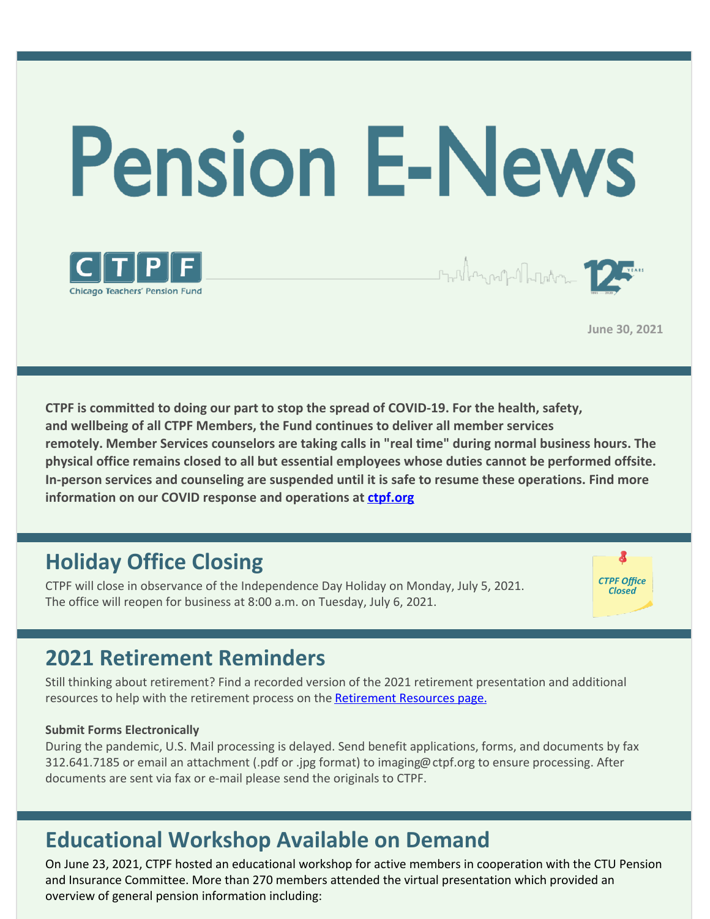# Pension E-News

CTPF
Chicago Teachers' Pension Fund

125 YEARS

**June 30, 2021**

**CTPF is committed to doing our part to stop the spread of COVID-19. For the health, safety, and wellbeing of all CTPF Members, the Fund continues to deliver all member services remotely. Member Services counselors are taking calls in "real time" during normal business hours. The physical office remains closed to all but essential employees whose duties cannot be performed offsite. In-person services and counseling are suspended until it is safe to resume these operations. Find more information on our COVID response and operations at [ctpf.org](ctpf.org)**

## Holiday Office Closing

CTPF will close in observance of the Independence Day Holiday on Monday, July 5, 2021. The office will reopen for business at 8:00 a.m. on Tuesday, July 6, 2021.

*CTPF Office Closed*

## 2021 Retirement Reminders

Still thinking about retirement? Find a recorded version of the 2021 retirement presentation and additional resources to help with the retirement process on the [Retirement Resources page.]()

**Submit Forms Electronically**

During the pandemic, U.S. Mail processing is delayed. Send benefit applications, forms, and documents by fax 312.641.7185 or email an attachment (.pdf or .jpg format) to imaging@ctpf.org to ensure processing. After documents are sent via fax or e-mail please send the originals to CTPF.

## Educational Workshop Available on Demand

On June 23, 2021, CTPF hosted an educational workshop for active members in cooperation with the CTU Pension and Insurance Committee. More than 270 members attended the virtual presentation which provided an overview of general pension information including: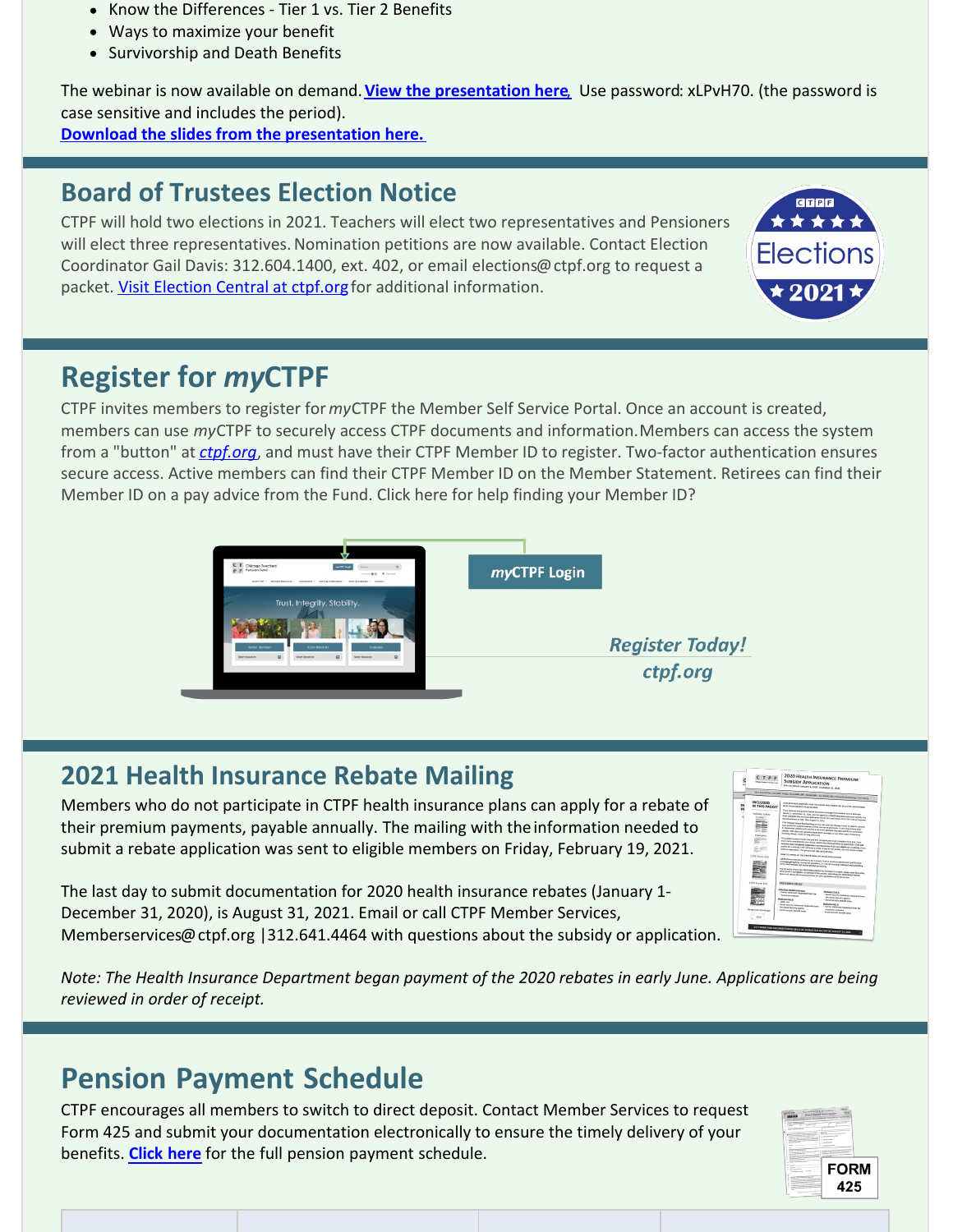- Know the Differences - Tier 1 vs. Tier 2 Benefits
- Ways to maximize your benefit
- Survivorship and Death Benefits

The webinar is now available on demand. **View the presentation here**, Use password: xLPvH70. (the password is case sensitive and includes the period).
**Download the slides from the presentation here.**

## Board of Trustees Election Notice

CTPF will hold two elections in 2021. Teachers will elect two representatives and Pensioners will elect three representatives. Nomination petitions are now available. Contact Election Coordinator Gail Davis: 312.604.1400, ext. 402, or email elections@ctpf.org to request a packet. Visit Election Central at ctpf.org for additional information.

## Register for *my*CTPF

CTPF invites members to register for *my*CTPF the Member Self Service Portal. Once an account is created, members can use *my*CTPF to securely access CTPF documents and information. Members can access the system from a "button" at *ctpf.org*, and must have their CTPF Member ID to register. Two-factor authentication ensures secure access. Active members can find their CTPF Member ID on the Member Statement. Retirees can find their Member ID on a pay advice from the Fund. Click here for help finding your Member ID?

***my*CTPF Login**

*Register Today!*
*ctpf.org*

## 2021 Health Insurance Rebate Mailing

Members who do not participate in CTPF health insurance plans can apply for a rebate of their premium payments, payable annually. The mailing with the information needed to submit a rebate application was sent to eligible members on Friday, February 19, 2021.

The last day to submit documentation for 2020 health insurance rebates (January 1-December 31, 2020), is August 31, 2021. Email or call CTPF Member Services, Memberservices@ctpf.org |312.641.4464 with questions about the subsidy or application.

*Note: The Health Insurance Department began payment of the 2020 rebates in early June. Applications are being reviewed in order of receipt.*

## Pension Payment Schedule

CTPF encourages all members to switch to direct deposit. Contact Member Services to request Form 425 and submit your documentation electronically to ensure the timely delivery of your benefits. **Click here** for the full pension payment schedule.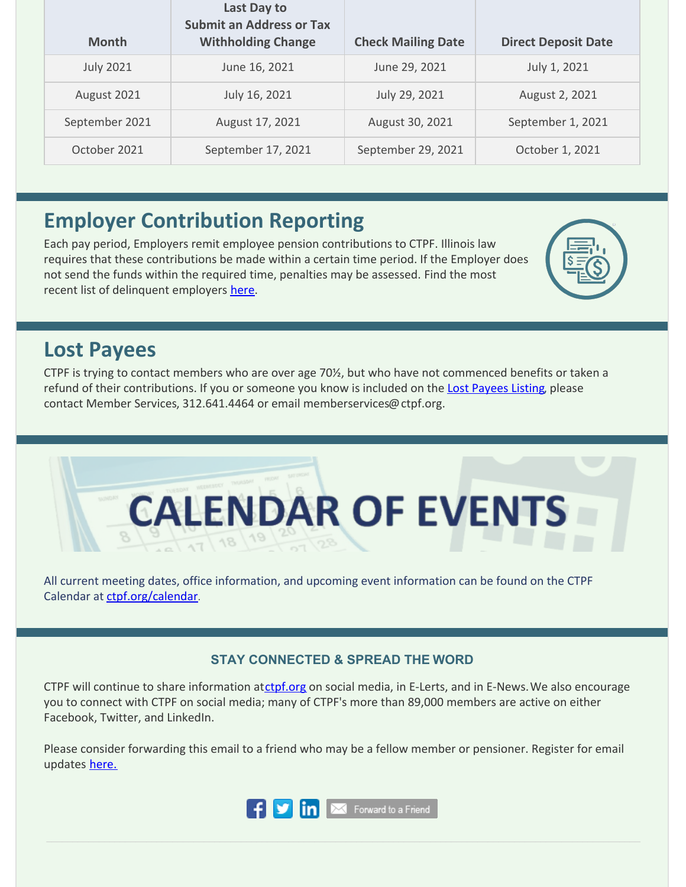| Month | Last Day to Submit an Address or Tax Withholding Change | Check Mailing Date | Direct Deposit Date |
| --- | --- | --- | --- |
| July 2021 | June 16, 2021 | June 29, 2021 | July 1, 2021 |
| August 2021 | July 16, 2021 | July 29, 2021 | August 2, 2021 |
| September 2021 | August 17, 2021 | August 30, 2021 | September 1, 2021 |
| October 2021 | September 17, 2021 | September 29, 2021 | October 1, 2021 |

## Employer Contribution Reporting

Each pay period, Employers remit employee pension contributions to CTPF. Illinois law requires that these contributions be made within a certain time period. If the Employer does not send the funds within the required time, penalties may be assessed. Find the most recent list of delinquent employers here.

## Lost Payees

CTPF is trying to contact members who are over age 70½, but who have not commenced benefits or taken a refund of their contributions. If you or someone you know is included on the Lost Payees Listing, please contact Member Services, 312.641.4464 or email memberservices@ctpf.org.

# CALENDAR OF EVENTS

All current meeting dates, office information, and upcoming event information can be found on the CTPF Calendar at ctpf.org/calendar.

### STAY CONNECTED & SPREAD THE WORD

CTPF will continue to share information at ctpf.org on social media, in E-Lerts, and in E-News. We also encourage you to connect with CTPF on social media; many of CTPF's more than 89,000 members are active on either Facebook, Twitter, and LinkedIn.

Please consider forwarding this email to a friend who may be a fellow member or pensioner. Register for email updates here.

Forward to a Friend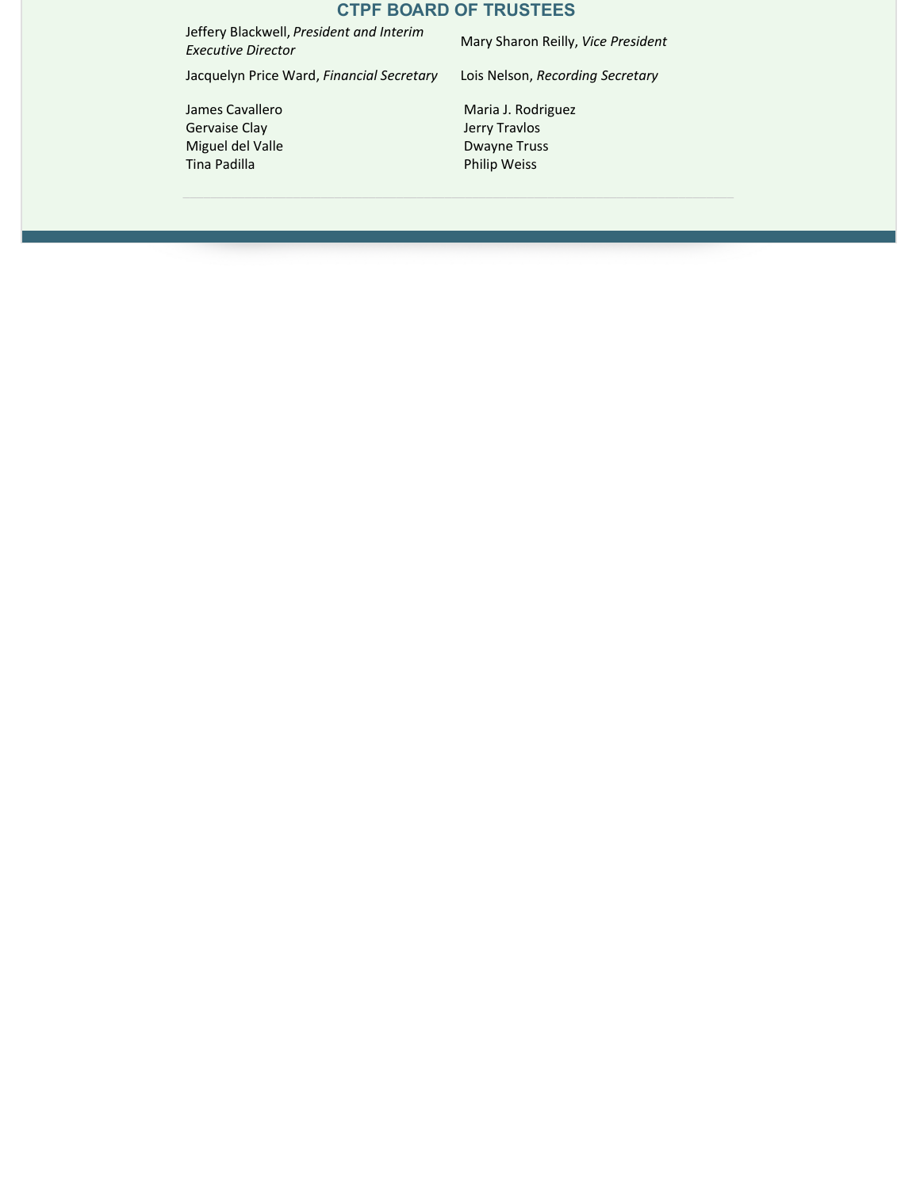## CTPF BOARD OF TRUSTEES

Jeffery Blackwell, *President and Interim Executive Director*

Mary Sharon Reilly, *Vice President*

Jacquelyn Price Ward, *Financial Secretary*

Lois Nelson, *Recording Secretary*

James Cavallero
Gervaise Clay
Miguel del Valle
Tina Padilla
Maria J. Rodriguez
Jerry Travlos
Dwayne Truss
Philip Weiss